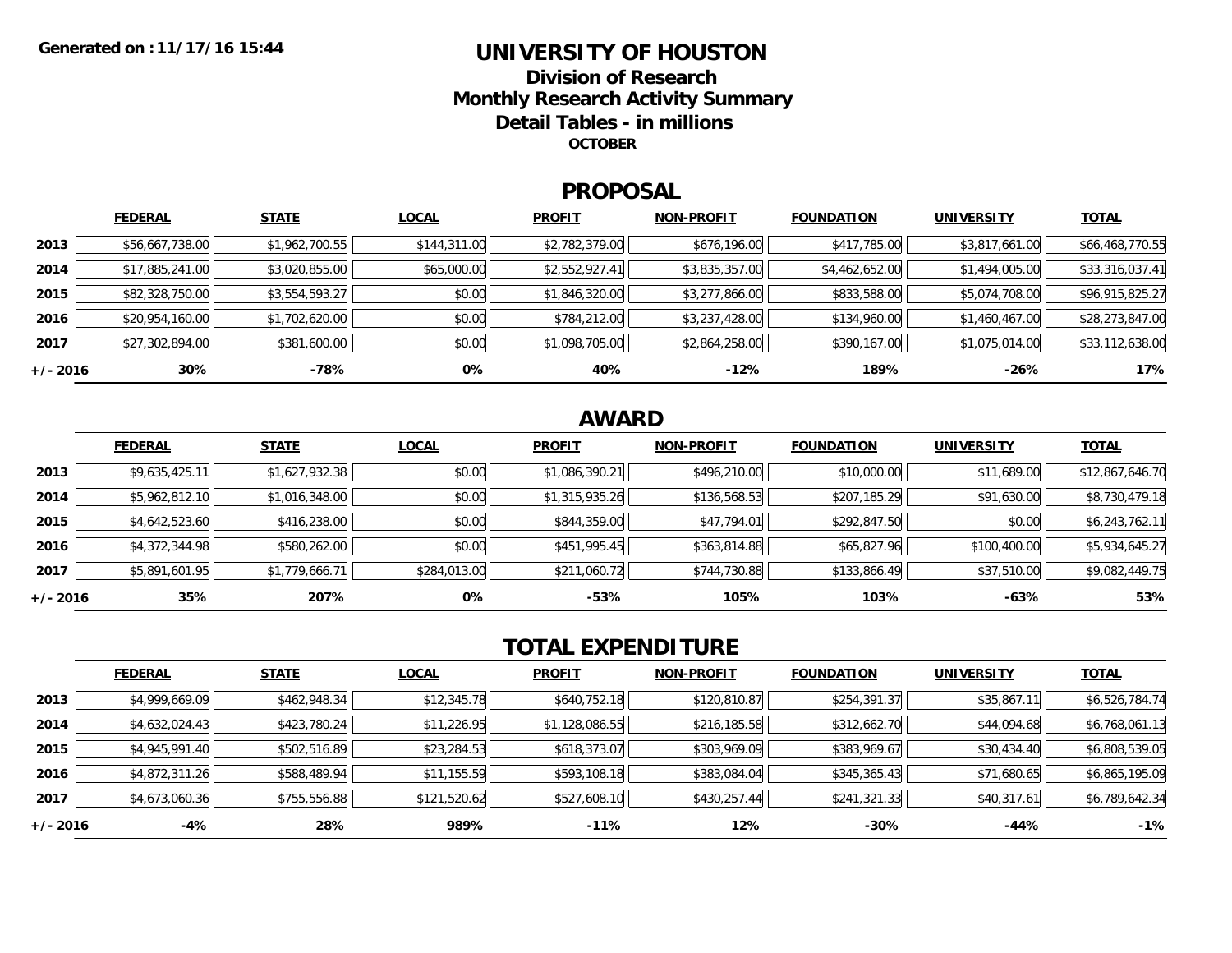Generated on : 11/17/16 15:44

# UNIVERSITY OF HOUSTON

## Division of Research
## Monthly Research Activity Summary
## Detail Tables - in millions

**OCTOBER**

## PROPOSAL

| | FEDERAL | STATE | LOCAL | PROFIT | NON-PROFIT | FOUNDATION | UNIVERSITY | TOTAL |
|---|---|---|---|---|---|---|---|---|
| 2013 | $56,667,738.00 | $1,962,700.55 | $144,311.00 | $2,782,379.00 | $676,196.00 | $417,785.00 | $3,817,661.00 | $66,468,770.55 |
| 2014 | $17,885,241.00 | $3,020,855.00 | $65,000.00 | $2,552,927.41 | $3,835,357.00 | $4,462,652.00 | $1,494,005.00 | $33,316,037.41 |
| 2015 | $82,328,750.00 | $3,554,593.27 | $0.00 | $1,846,320.00 | $3,277,866.00 | $833,588.00 | $5,074,708.00 | $96,915,825.27 |
| 2016 | $20,954,160.00 | $1,702,620.00 | $0.00 | $784,212.00 | $3,237,428.00 | $134,960.00 | $1,460,467.00 | $28,273,847.00 |
| 2017 | $27,302,894.00 | $381,600.00 | $0.00 | $1,098,705.00 | $2,864,258.00 | $390,167.00 | $1,075,014.00 | $33,112,638.00 |
| +/- 2016 | 30% | -78% | 0% | 40% | -12% | 189% | -26% | 17% |

## AWARD

| | FEDERAL | STATE | LOCAL | PROFIT | NON-PROFIT | FOUNDATION | UNIVERSITY | TOTAL |
|---|---|---|---|---|---|---|---|---|
| 2013 | $9,635,425.11 | $1,627,932.38 | $0.00 | $1,086,390.21 | $496,210.00 | $10,000.00 | $11,689.00 | $12,867,646.70 |
| 2014 | $5,962,812.10 | $1,016,348.00 | $0.00 | $1,315,935.26 | $136,568.53 | $207,185.29 | $91,630.00 | $8,730,479.18 |
| 2015 | $4,642,523.60 | $416,238.00 | $0.00 | $844,359.00 | $47,794.01 | $292,847.50 | $0.00 | $6,243,762.11 |
| 2016 | $4,372,344.98 | $580,262.00 | $0.00 | $451,995.45 | $363,814.88 | $65,827.96 | $100,400.00 | $5,934,645.27 |
| 2017 | $5,891,601.95 | $1,779,666.71 | $284,013.00 | $211,060.72 | $744,730.88 | $133,866.49 | $37,510.00 | $9,082,449.75 |
| +/- 2016 | 35% | 207% | 0% | -53% | 105% | 103% | -63% | 53% |

## TOTAL EXPENDITURE

| | FEDERAL | STATE | LOCAL | PROFIT | NON-PROFIT | FOUNDATION | UNIVERSITY | TOTAL |
|---|---|---|---|---|---|---|---|---|
| 2013 | $4,999,669.09 | $462,948.34 | $12,345.78 | $640,752.18 | $120,810.87 | $254,391.37 | $35,867.11 | $6,526,784.74 |
| 2014 | $4,632,024.43 | $423,780.24 | $11,226.95 | $1,128,086.55 | $216,185.58 | $312,662.70 | $44,094.68 | $6,768,061.13 |
| 2015 | $4,945,991.40 | $502,516.89 | $23,284.53 | $618,373.07 | $303,969.09 | $383,969.67 | $30,434.40 | $6,808,539.05 |
| 2016 | $4,872,311.26 | $588,489.94 | $11,155.59 | $593,108.18 | $383,084.04 | $345,365.43 | $71,680.65 | $6,865,195.09 |
| 2017 | $4,673,060.36 | $755,556.88 | $121,520.62 | $527,608.10 | $430,257.44 | $241,321.33 | $40,317.61 | $6,789,642.34 |
| +/- 2016 | -4% | 28% | 989% | -11% | 12% | -30% | -44% | -1% |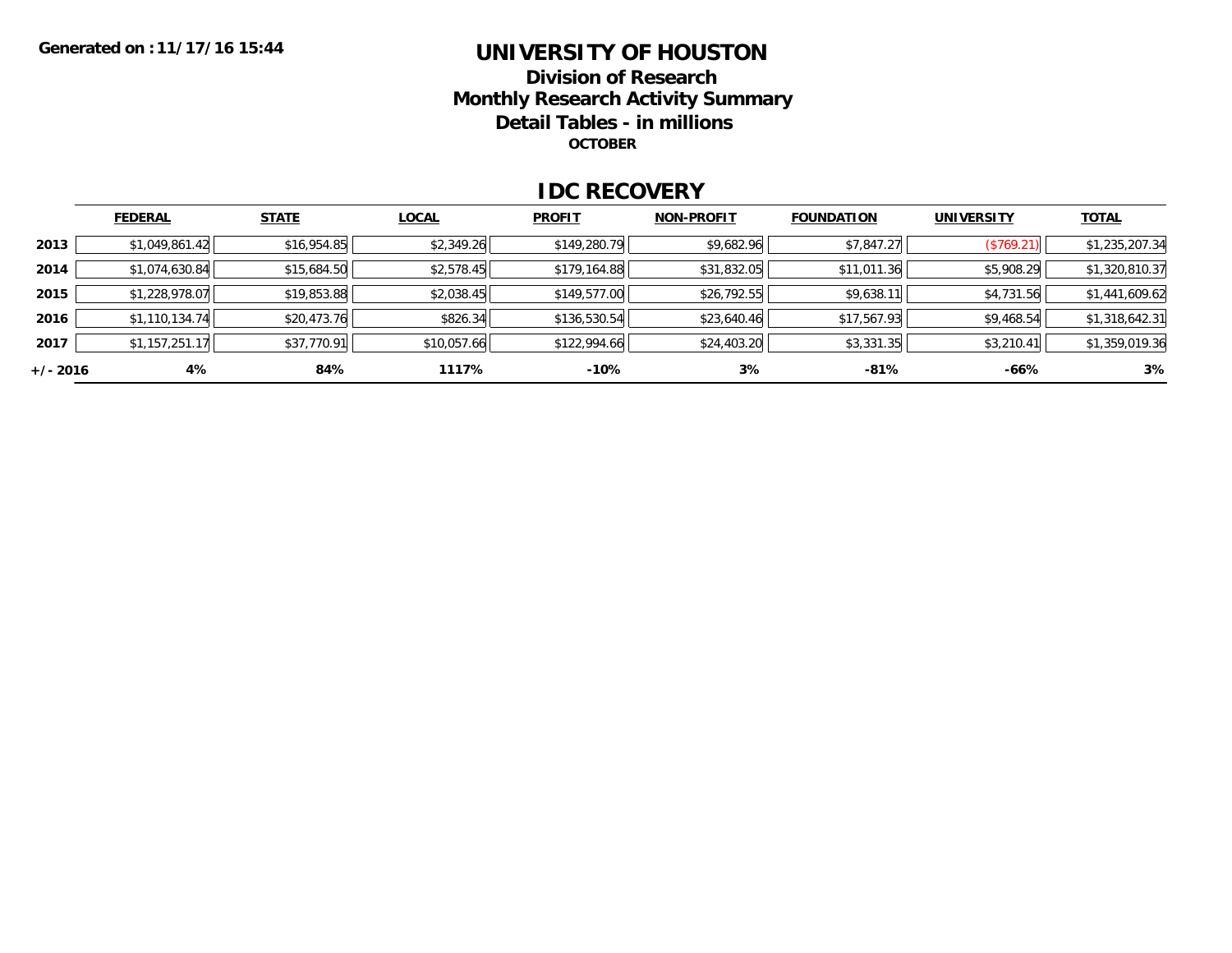Generated on : 11/17/16 15:44

# UNIVERSITY OF HOUSTON

## Division of Research

## Monthly Research Activity Summary

## Detail Tables - in millions

**OCTOBER**

## IDC RECOVERY

| | FEDERAL | STATE | LOCAL | PROFIT | NON-PROFIT | FOUNDATION | UNIVERSITY | TOTAL |
|---|---|---|---|---|---|---|---|---|
| **2013** | $1,049,861.42 | $16,954.85 | $2,349.26 | $149,280.79 | $9,682.96 | $7,847.27 | ($769.21) | $1,235,207.34 |
| **2014** | $1,074,630.84 | $15,684.50 | $2,578.45 | $179,164.88 | $31,832.05 | $11,011.36 | $5,908.29 | $1,320,810.37 |
| **2015** | $1,228,978.07 | $19,853.88 | $2,038.45 | $149,577.00 | $26,792.55 | $9,638.11 | $4,731.56 | $1,441,609.62 |
| **2016** | $1,110,134.74 | $20,473.76 | $826.34 | $136,530.54 | $23,640.46 | $17,567.93 | $9,468.54 | $1,318,642.31 |
| **2017** | $1,157,251.17 | $37,770.91 | $10,057.66 | $122,994.66 | $24,403.20 | $3,331.35 | $3,210.41 | $1,359,019.36 |
| **+/- 2016** | **4%** | **84%** | **1117%** | **-10%** | **3%** | **-81%** | **-66%** | **3%** |